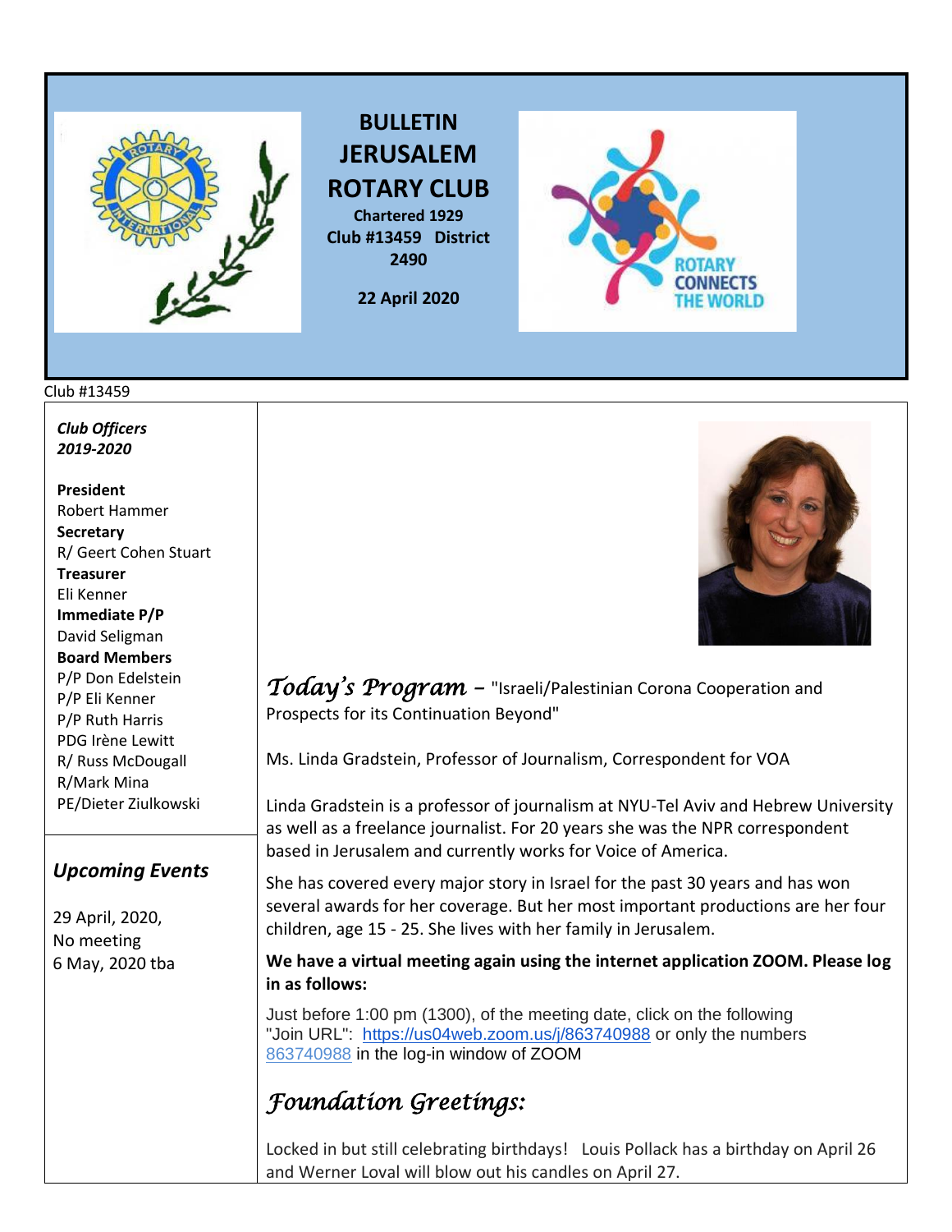# BULLETIN JERUSALEM ROTARY CLUB

**Chartered 1929**
**Club #13459 District 2490**

**22 April 2020**

ROTARY CONNECTS THE WORLD

Club #13459

***Club Officers 2019-2020***

**President**
Robert Hammer
**Secretary**
R/ Geert Cohen Stuart
**Treasurer**
Eli Kenner
**Immediate P/P**
David Seligman
**Board Members**
P/P Don Edelstein
P/P Eli Kenner
P/P Ruth Harris
PDG Irène Lewitt
R/ Russ McDougall
R/Mark Mina
PE/Dieter Ziulkowski

## *Upcoming Events*

29 April, 2020,
No meeting
6 May, 2020 tba

## *Today's Program* – "Israeli/Palestinian Corona Cooperation and Prospects for its Continuation Beyond"

Ms. Linda Gradstein, Professor of Journalism, Correspondent for VOA

Linda Gradstein is a professor of journalism at NYU-Tel Aviv and Hebrew University as well as a freelance journalist. For 20 years she was the NPR correspondent based in Jerusalem and currently works for Voice of America.

She has covered every major story in Israel for the past 30 years and has won several awards for her coverage. But her most important productions are her four children, age 15 - 25. She lives with her family in Jerusalem.

**We have a virtual meeting again using the internet application ZOOM. Please log in as follows:**

Just before 1:00 pm (1300), of the meeting date, click on the following "Join URL": https://us04web.zoom.us/j/863740988 or only the numbers 863740988 in the log-in window of ZOOM

## *Foundation Greetings:*

Locked in but still celebrating birthdays! Louis Pollack has a birthday on April 26 and Werner Loval will blow out his candles on April 27.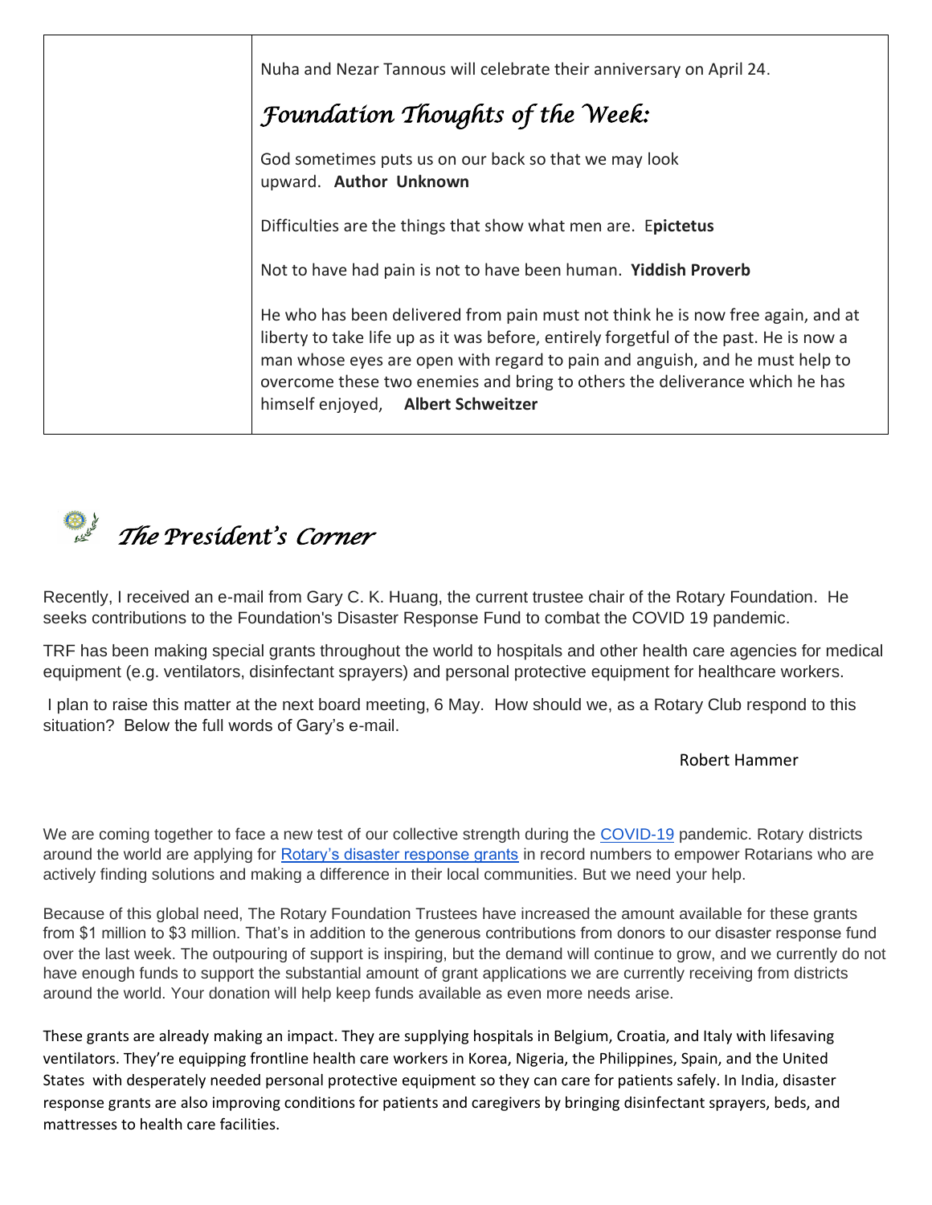Nuha and Nezar Tannous will celebrate their anniversary on April 24.

## *Foundation Thoughts of the Week:*

God sometimes puts us on our back so that we may look upward. **Author Unknown**

Difficulties are the things that show what men are. E**pictetus**

Not to have had pain is not to have been human. **Yiddish Proverb**

He who has been delivered from pain must not think he is now free again, and at liberty to take life up as it was before, entirely forgetful of the past. He is now a man whose eyes are open with regard to pain and anguish, and he must help to overcome these two enemies and bring to others the deliverance which he has himself enjoyed, **Albert Schweitzer**

## *The President's Corner*

Recently, I received an e-mail from Gary C. K. Huang, the current trustee chair of the Rotary Foundation. He seeks contributions to the Foundation's Disaster Response Fund to combat the COVID 19 pandemic.

TRF has been making special grants throughout the world to hospitals and other health care agencies for medical equipment (e.g. ventilators, disinfectant sprayers) and personal protective equipment for healthcare workers.

I plan to raise this matter at the next board meeting, 6 May. How should we, as a Rotary Club respond to this situation? Below the full words of Gary's e-mail.

Robert Hammer

We are coming together to face a new test of our collective strength during the COVID-19 pandemic. Rotary districts around the world are applying for Rotary's disaster response grants in record numbers to empower Rotarians who are actively finding solutions and making a difference in their local communities. But we need your help.

Because of this global need, The Rotary Foundation Trustees have increased the amount available for these grants from $1 million to $3 million. That's in addition to the generous contributions from donors to our disaster response fund over the last week. The outpouring of support is inspiring, but the demand will continue to grow, and we currently do not have enough funds to support the substantial amount of grant applications we are currently receiving from districts around the world. Your donation will help keep funds available as even more needs arise.

These grants are already making an impact. They are supplying hospitals in Belgium, Croatia, and Italy with lifesaving ventilators. They're equipping frontline health care workers in Korea, Nigeria, the Philippines, Spain, and the United States with desperately needed personal protective equipment so they can care for patients safely. In India, disaster response grants are also improving conditions for patients and caregivers by bringing disinfectant sprayers, beds, and mattresses to health care facilities.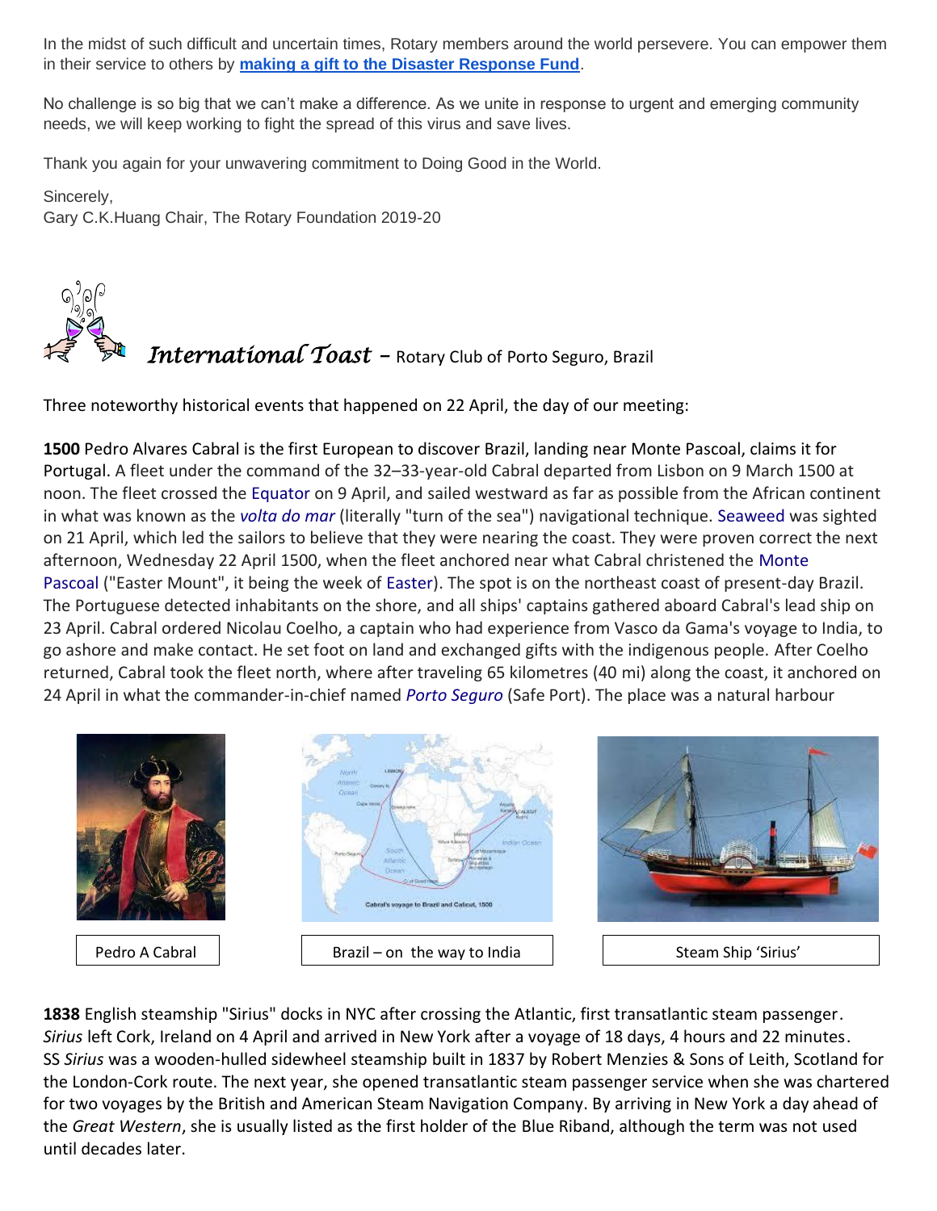In the midst of such difficult and uncertain times, Rotary members around the world persevere. You can empower them in their service to others by **making a gift to the Disaster Response Fund**.

No challenge is so big that we can't make a difference. As we unite in response to urgent and emerging community needs, we will keep working to fight the spread of this virus and save lives.

Thank you again for your unwavering commitment to Doing Good in the World.

Sincerely,
Gary C.K.Huang Chair, The Rotary Foundation 2019-20

## *International Toast* – Rotary Club of Porto Seguro, Brazil

Three noteworthy historical events that happened on 22 April, the day of our meeting:

**1500** Pedro Alvares Cabral is the first European to discover Brazil, landing near Monte Pascoal, claims it for Portugal. A fleet under the command of the 32–33-year-old Cabral departed from Lisbon on 9 March 1500 at noon. The fleet crossed the Equator on 9 April, and sailed westward as far as possible from the African continent in what was known as the *volta do mar* (literally "turn of the sea") navigational technique. Seaweed was sighted on 21 April, which led the sailors to believe that they were nearing the coast. They were proven correct the next afternoon, Wednesday 22 April 1500, when the fleet anchored near what Cabral christened the Monte Pascoal ("Easter Mount", it being the week of Easter). The spot is on the northeast coast of present-day Brazil. The Portuguese detected inhabitants on the shore, and all ships' captains gathered aboard Cabral's lead ship on 23 April. Cabral ordered Nicolau Coelho, a captain who had experience from Vasco da Gama's voyage to India, to go ashore and make contact. He set foot on land and exchanged gifts with the indigenous people. After Coelho returned, Cabral took the fleet north, where after traveling 65 kilometres (40 mi) along the coast, it anchored on 24 April in what the commander-in-chief named *Porto Seguro* (Safe Port). The place was a natural harbour

Pedro A Cabral

Brazil – on the way to India

Steam Ship 'Sirius'

**1838** English steamship "Sirius" docks in NYC after crossing the Atlantic, first transatlantic steam passenger. *Sirius* left Cork, Ireland on 4 April and arrived in New York after a voyage of 18 days, 4 hours and 22 minutes. SS *Sirius* was a wooden-hulled sidewheel steamship built in 1837 by Robert Menzies & Sons of Leith, Scotland for the London-Cork route. The next year, she opened transatlantic steam passenger service when she was chartered for two voyages by the British and American Steam Navigation Company. By arriving in New York a day ahead of the *Great Western*, she is usually listed as the first holder of the Blue Riband, although the term was not used until decades later.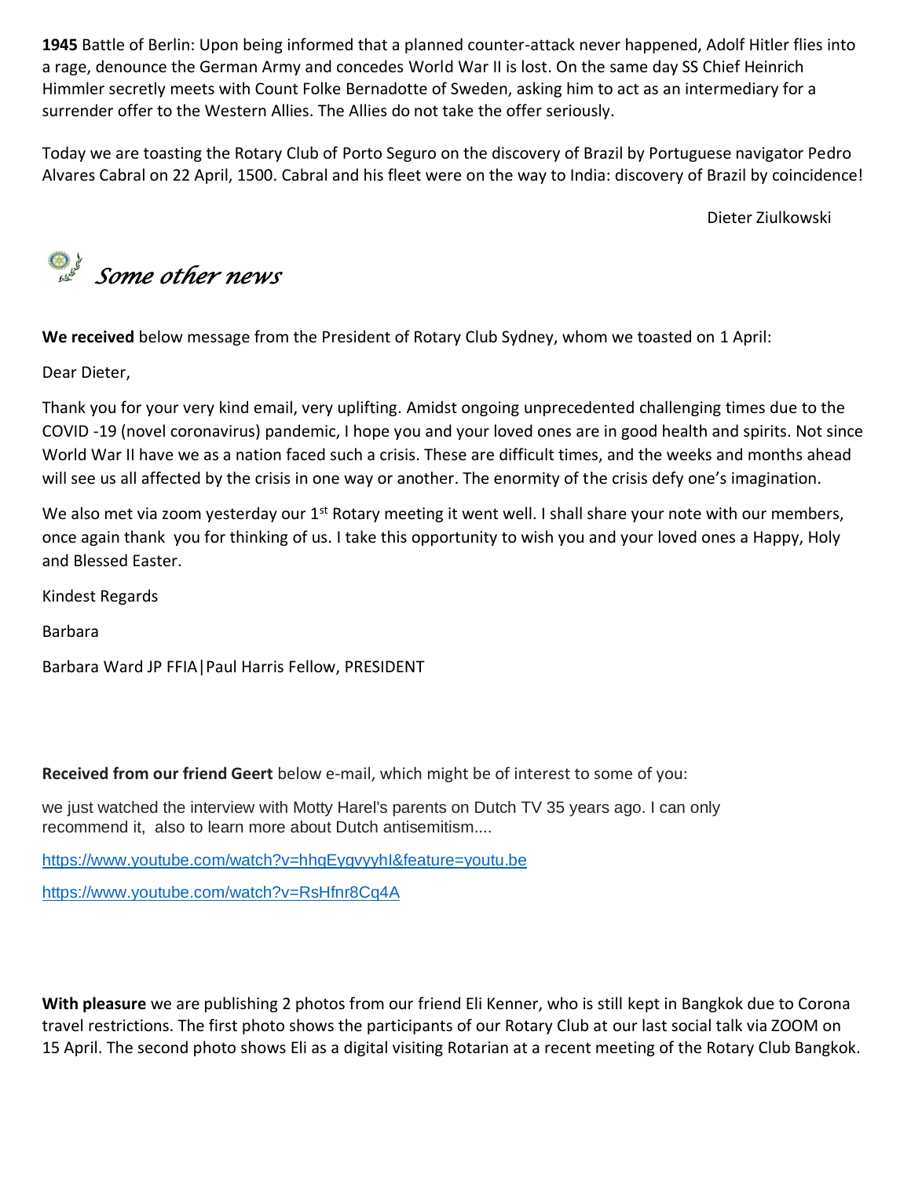**1945** Battle of Berlin: Upon being informed that a planned counter-attack never happened, Adolf Hitler flies into a rage, denounce the German Army and concedes World War II is lost. On the same day SS Chief Heinrich Himmler secretly meets with Count Folke Bernadotte of Sweden, asking him to act as an intermediary for a surrender offer to the Western Allies. The Allies do not take the offer seriously.

Today we are toasting the Rotary Club of Porto Seguro on the discovery of Brazil by Portuguese navigator Pedro Alvares Cabral on 22 April, 1500. Cabral and his fleet were on the way to India: discovery of Brazil by coincidence!

Dieter Ziulkowski

## *Some other news*

**We received** below message from the President of Rotary Club Sydney, whom we toasted on 1 April:

Dear Dieter,

Thank you for your very kind email, very uplifting. Amidst ongoing unprecedented challenging times due to the COVID -19 (novel coronavirus) pandemic, I hope you and your loved ones are in good health and spirits. Not since World War II have we as a nation faced such a crisis. These are difficult times, and the weeks and months ahead will see us all affected by the crisis in one way or another. The enormity of the crisis defy one's imagination.

We also met via zoom yesterday our 1st Rotary meeting it went well. I shall share your note with our members, once again thank you for thinking of us. I take this opportunity to wish you and your loved ones a Happy, Holy and Blessed Easter.

Kindest Regards

Barbara

Barbara Ward JP FFIA|Paul Harris Fellow, PRESIDENT

**Received from our friend Geert** below e-mail, which might be of interest to some of you:

we just watched the interview with Motty Harel's parents on Dutch TV 35 years ago. I can only recommend it, also to learn more about Dutch antisemitism....

https://www.youtube.com/watch?v=hhgEygvyyhI&feature=youtu.be

https://www.youtube.com/watch?v=RsHfnr8Cq4A

**With pleasure** we are publishing 2 photos from our friend Eli Kenner, who is still kept in Bangkok due to Corona travel restrictions. The first photo shows the participants of our Rotary Club at our last social talk via ZOOM on 15 April. The second photo shows Eli as a digital visiting Rotarian at a recent meeting of the Rotary Club Bangkok.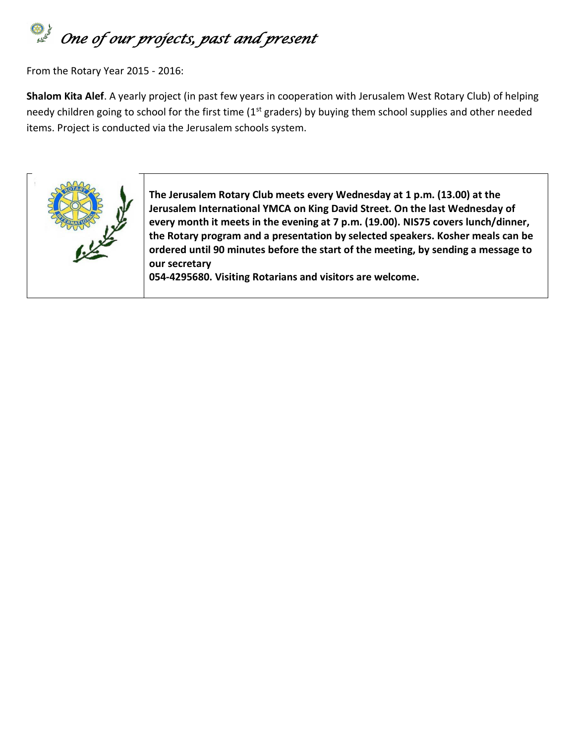*One of our projects, past and present*

From the Rotary Year 2015 - 2016:

**Shalom Kita Alef**. A yearly project (in past few years in cooperation with Jerusalem West Rotary Club) of helping needy children going to school for the first time (1st graders) by buying them school supplies and other needed items. Project is conducted via the Jerusalem schools system.

**The Jerusalem Rotary Club meets every Wednesday at 1 p.m. (13.00) at the Jerusalem International YMCA on King David Street. On the last Wednesday of every month it meets in the evening at 7 p.m. (19.00). NIS75 covers lunch/dinner, the Rotary program and a presentation by selected speakers. Kosher meals can be ordered until 90 minutes before the start of the meeting, by sending a message to our secretary**
**054-4295680. Visiting Rotarians and visitors are welcome.**